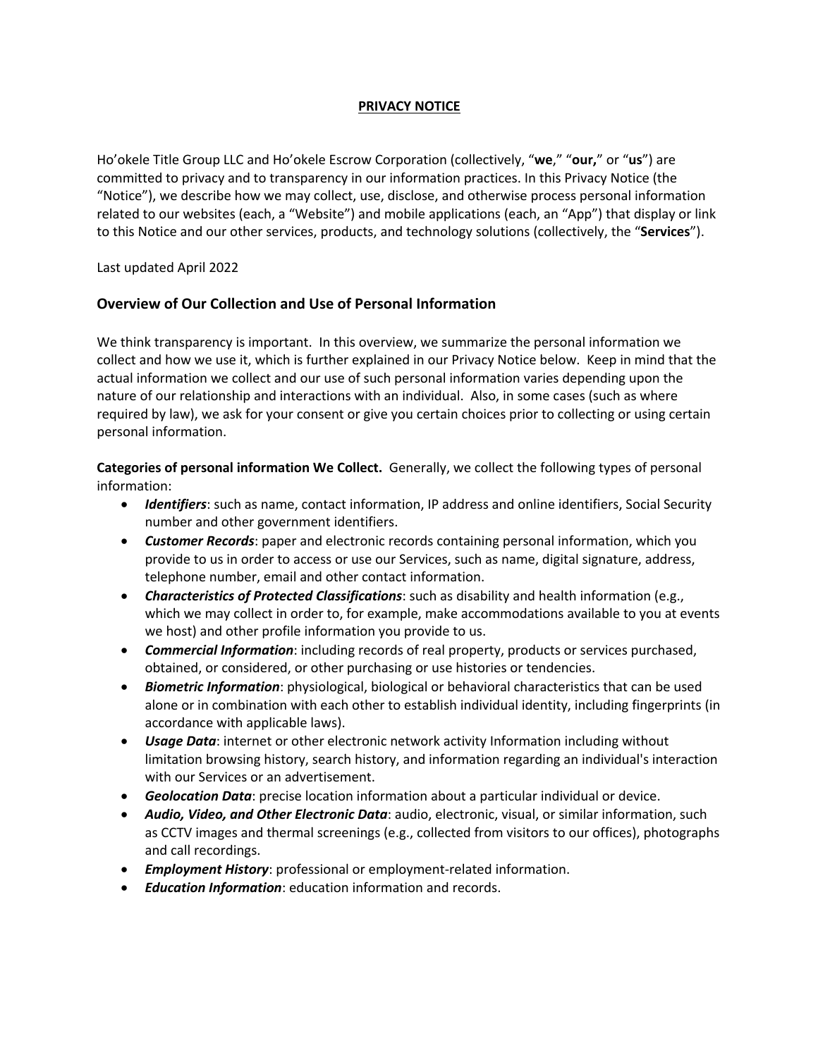# PRIVACY NOTICE

Ho'okele Title Group LLC and Ho'okele Escrow Corporation (collectively, "**we**," "**our,**" or "**us**") are committed to privacy and to transparency in our information practices. In this Privacy Notice (the "Notice"), we describe how we may collect, use, disclose, and otherwise process personal information related to our websites (each, a "Website") and mobile applications (each, an "App") that display or link to this Notice and our other services, products, and technology solutions (collectively, the "**Services**").

Last updated April 2022

## Overview of Our Collection and Use of Personal Information

We think transparency is important. In this overview, we summarize the personal information we collect and how we use it, which is further explained in our Privacy Notice below. Keep in mind that the actual information we collect and our use of such personal information varies depending upon the nature of our relationship and interactions with an individual. Also, in some cases (such as where required by law), we ask for your consent or give you certain choices prior to collecting or using certain personal information.

**Categories of personal information We Collect.** Generally, we collect the following types of personal information:

- ***Identifiers***: such as name, contact information, IP address and online identifiers, Social Security number and other government identifiers.
- ***Customer Records***: paper and electronic records containing personal information, which you provide to us in order to access or use our Services, such as name, digital signature, address, telephone number, email and other contact information.
- ***Characteristics of Protected Classifications***: such as disability and health information (e.g., which we may collect in order to, for example, make accommodations available to you at events we host) and other profile information you provide to us.
- ***Commercial Information***: including records of real property, products or services purchased, obtained, or considered, or other purchasing or use histories or tendencies.
- ***Biometric Information***: physiological, biological or behavioral characteristics that can be used alone or in combination with each other to establish individual identity, including fingerprints (in accordance with applicable laws).
- ***Usage Data***: internet or other electronic network activity Information including without limitation browsing history, search history, and information regarding an individual's interaction with our Services or an advertisement.
- ***Geolocation Data***: precise location information about a particular individual or device.
- ***Audio, Video, and Other Electronic Data***: audio, electronic, visual, or similar information, such as CCTV images and thermal screenings (e.g., collected from visitors to our offices), photographs and call recordings.
- ***Employment History***: professional or employment-related information.
- ***Education Information***: education information and records.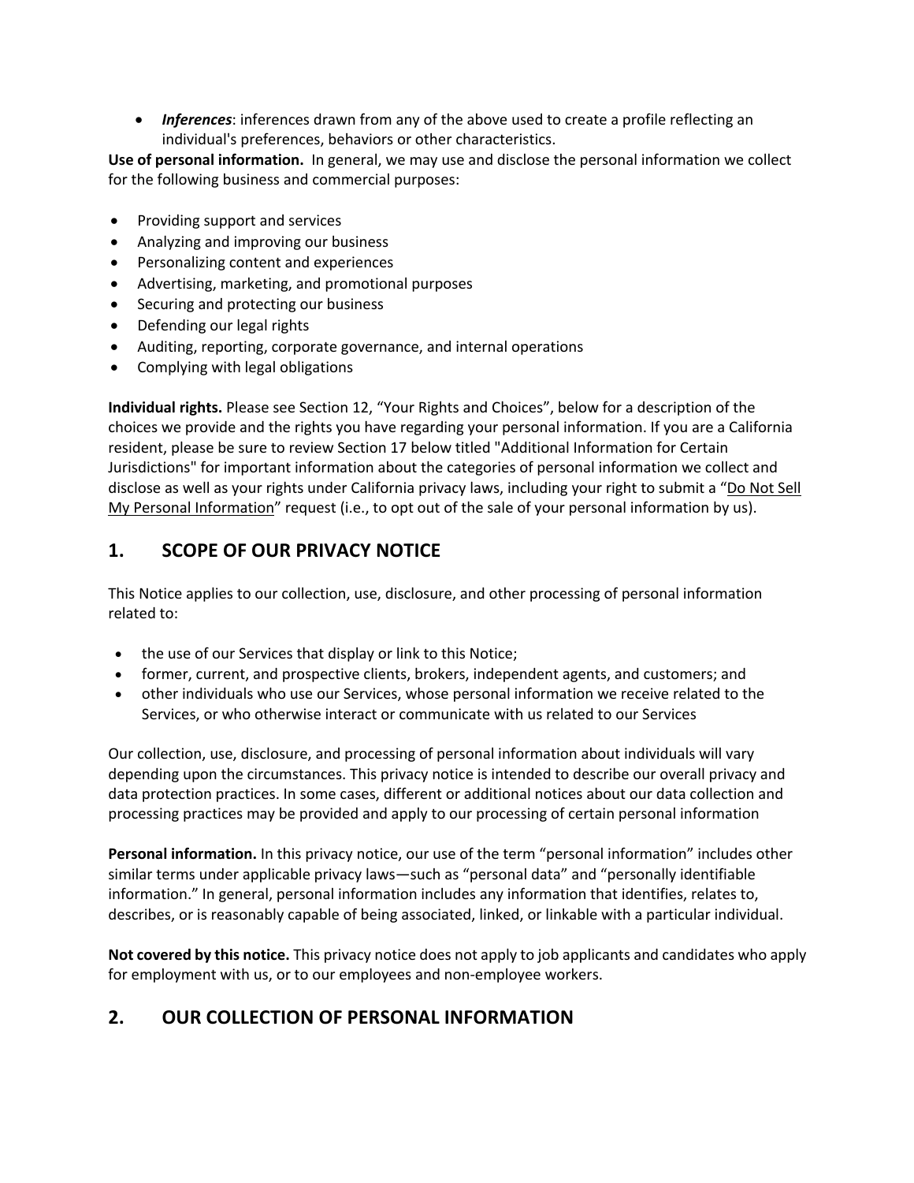- ***Inferences***: inferences drawn from any of the above used to create a profile reflecting an individual's preferences, behaviors or other characteristics.

**Use of personal information.** In general, we may use and disclose the personal information we collect for the following business and commercial purposes:

- Providing support and services
- Analyzing and improving our business
- Personalizing content and experiences
- Advertising, marketing, and promotional purposes
- Securing and protecting our business
- Defending our legal rights
- Auditing, reporting, corporate governance, and internal operations
- Complying with legal obligations

**Individual rights.** Please see Section 12, "Your Rights and Choices", below for a description of the choices we provide and the rights you have regarding your personal information. If you are a California resident, please be sure to review Section 17 below titled "Additional Information for Certain Jurisdictions" for important information about the categories of personal information we collect and disclose as well as your rights under California privacy laws, including your right to submit a "Do Not Sell My Personal Information" request (i.e., to opt out of the sale of your personal information by us).

## 1. SCOPE OF OUR PRIVACY NOTICE

This Notice applies to our collection, use, disclosure, and other processing of personal information related to:

- the use of our Services that display or link to this Notice;
- former, current, and prospective clients, brokers, independent agents, and customers; and
- other individuals who use our Services, whose personal information we receive related to the Services, or who otherwise interact or communicate with us related to our Services

Our collection, use, disclosure, and processing of personal information about individuals will vary depending upon the circumstances. This privacy notice is intended to describe our overall privacy and data protection practices. In some cases, different or additional notices about our data collection and processing practices may be provided and apply to our processing of certain personal information

**Personal information.** In this privacy notice, our use of the term "personal information" includes other similar terms under applicable privacy laws—such as "personal data" and "personally identifiable information." In general, personal information includes any information that identifies, relates to, describes, or is reasonably capable of being associated, linked, or linkable with a particular individual.

**Not covered by this notice.** This privacy notice does not apply to job applicants and candidates who apply for employment with us, or to our employees and non-employee workers.

## 2. OUR COLLECTION OF PERSONAL INFORMATION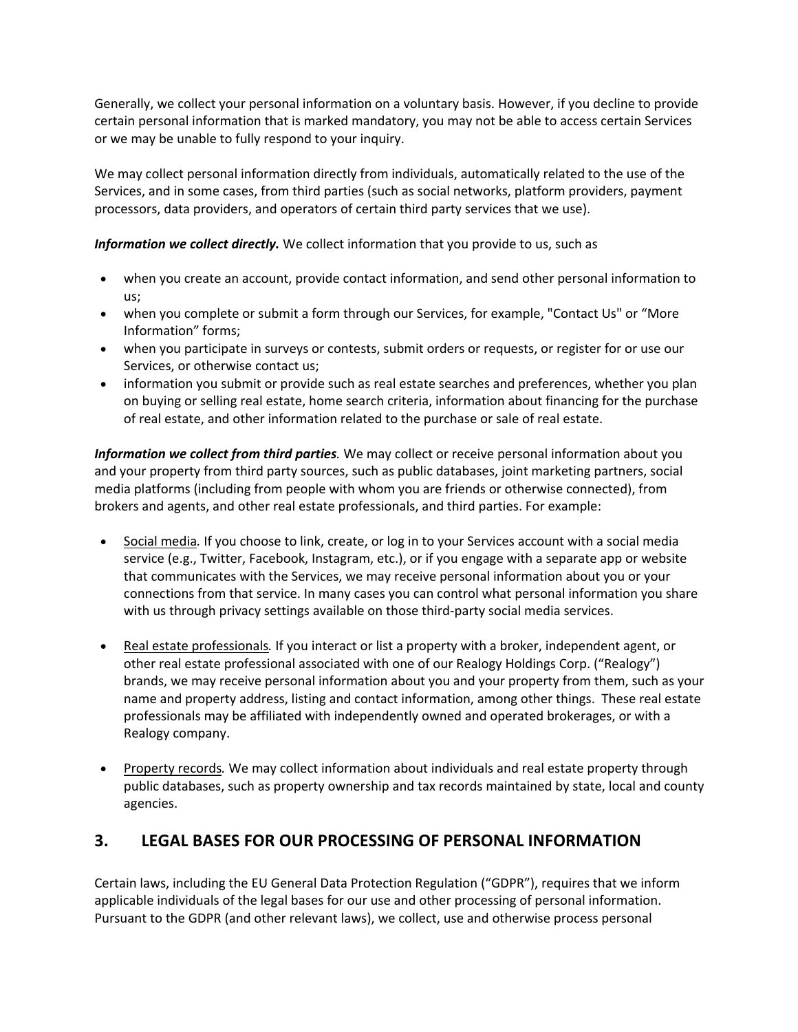Generally, we collect your personal information on a voluntary basis. However, if you decline to provide certain personal information that is marked mandatory, you may not be able to access certain Services or we may be unable to fully respond to your inquiry.

We may collect personal information directly from individuals, automatically related to the use of the Services, and in some cases, from third parties (such as social networks, platform providers, payment processors, data providers, and operators of certain third party services that we use).

***Information we collect directly.*** We collect information that you provide to us, such as

- when you create an account, provide contact information, and send other personal information to us;
- when you complete or submit a form through our Services, for example, "Contact Us" or "More Information" forms;
- when you participate in surveys or contests, submit orders or requests, or register for or use our Services, or otherwise contact us;
- information you submit or provide such as real estate searches and preferences, whether you plan on buying or selling real estate, home search criteria, information about financing for the purchase of real estate, and other information related to the purchase or sale of real estate.

***Information we collect from third parties.*** We may collect or receive personal information about you and your property from third party sources, such as public databases, joint marketing partners, social media platforms (including from people with whom you are friends or otherwise connected), from brokers and agents, and other real estate professionals, and third parties. For example:

- Social media*.* If you choose to link, create, or log in to your Services account with a social media service (e.g., Twitter, Facebook, Instagram, etc.), or if you engage with a separate app or website that communicates with the Services, we may receive personal information about you or your connections from that service. In many cases you can control what personal information you share with us through privacy settings available on those third-party social media services.

- Real estate professionals*.* If you interact or list a property with a broker, independent agent, or other real estate professional associated with one of our Realogy Holdings Corp. ("Realogy") brands, we may receive personal information about you and your property from them, such as your name and property address, listing and contact information, among other things. These real estate professionals may be affiliated with independently owned and operated brokerages, or with a Realogy company.

- Property records*.* We may collect information about individuals and real estate property through public databases, such as property ownership and tax records maintained by state, local and county agencies.

## 3. LEGAL BASES FOR OUR PROCESSING OF PERSONAL INFORMATION

Certain laws, including the EU General Data Protection Regulation ("GDPR"), requires that we inform applicable individuals of the legal bases for our use and other processing of personal information. Pursuant to the GDPR (and other relevant laws), we collect, use and otherwise process personal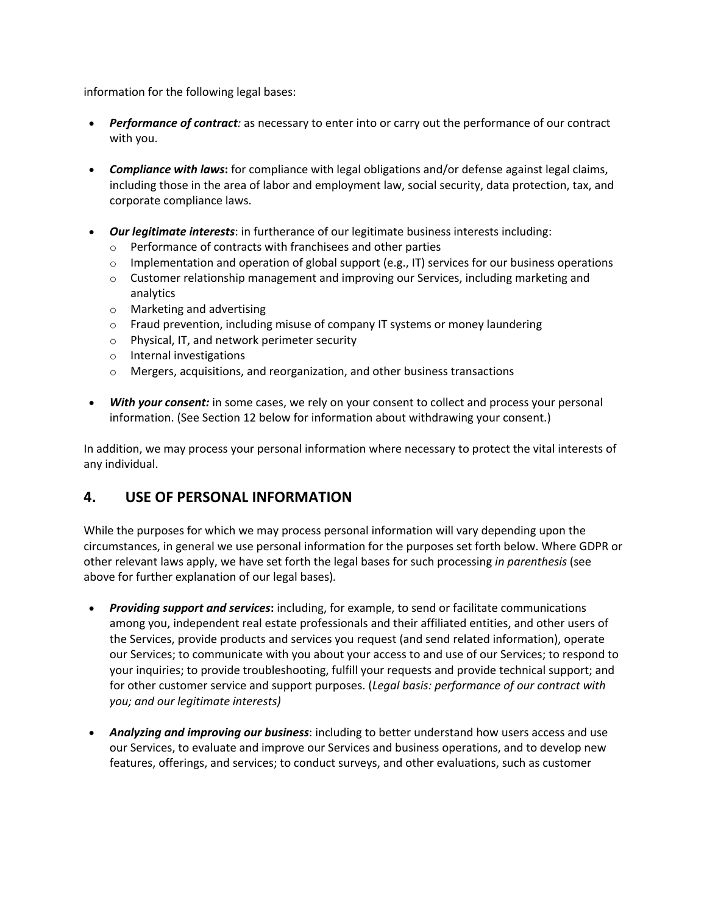information for the following legal bases:

- ***Performance of contract****:* as necessary to enter into or carry out the performance of our contract with you.

- ***Compliance with laws*****:** for compliance with legal obligations and/or defense against legal claims, including those in the area of labor and employment law, social security, data protection, tax, and corporate compliance laws.

- ***Our legitimate interests***: in furtherance of our legitimate business interests including:
  - Performance of contracts with franchisees and other parties
  - Implementation and operation of global support (e.g., IT) services for our business operations
  - Customer relationship management and improving our Services, including marketing and analytics
  - Marketing and advertising
  - Fraud prevention, including misuse of company IT systems or money laundering
  - Physical, IT, and network perimeter security
  - Internal investigations
  - Mergers, acquisitions, and reorganization, and other business transactions

- ***With your consent:*** in some cases, we rely on your consent to collect and process your personal information. (See Section 12 below for information about withdrawing your consent.)

In addition, we may process your personal information where necessary to protect the vital interests of any individual.

## 4. USE OF PERSONAL INFORMATION

While the purposes for which we may process personal information will vary depending upon the circumstances, in general we use personal information for the purposes set forth below. Where GDPR or other relevant laws apply, we have set forth the legal bases for such processing *in parenthesis* (see above for further explanation of our legal bases).

- ***Providing support and services*****:** including, for example, to send or facilitate communications among you, independent real estate professionals and their affiliated entities, and other users of the Services, provide products and services you request (and send related information), operate our Services; to communicate with you about your access to and use of our Services; to respond to your inquiries; to provide troubleshooting, fulfill your requests and provide technical support; and for other customer service and support purposes. (*Legal basis: performance of our contract with you; and our legitimate interests)*

- ***Analyzing and improving our business***: including to better understand how users access and use our Services, to evaluate and improve our Services and business operations, and to develop new features, offerings, and services; to conduct surveys, and other evaluations, such as customer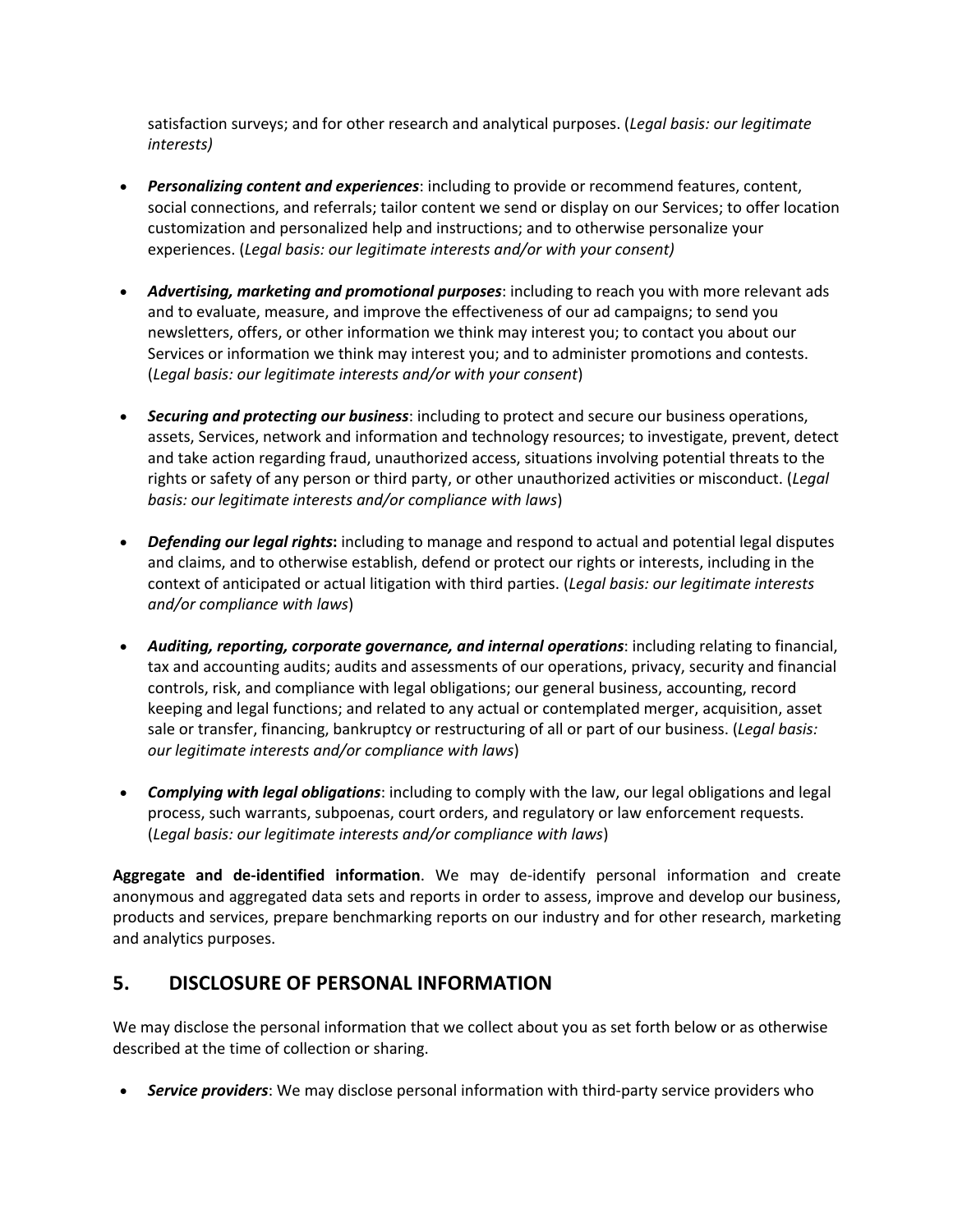satisfaction surveys; and for other research and analytical purposes. (*Legal basis: our legitimate interests)*

- ***Personalizing content and experiences***: including to provide or recommend features, content, social connections, and referrals; tailor content we send or display on our Services; to offer location customization and personalized help and instructions; and to otherwise personalize your experiences. (*Legal basis: our legitimate interests and/or with your consent)*

- ***Advertising, marketing and promotional purposes***: including to reach you with more relevant ads and to evaluate, measure, and improve the effectiveness of our ad campaigns; to send you newsletters, offers, or other information we think may interest you; to contact you about our Services or information we think may interest you; and to administer promotions and contests. (*Legal basis: our legitimate interests and/or with your consent*)

- ***Securing and protecting our business***: including to protect and secure our business operations, assets, Services, network and information and technology resources; to investigate, prevent, detect and take action regarding fraud, unauthorized access, situations involving potential threats to the rights or safety of any person or third party, or other unauthorized activities or misconduct. (*Legal basis: our legitimate interests and/or compliance with laws*)

- ***Defending our legal rights*:** including to manage and respond to actual and potential legal disputes and claims, and to otherwise establish, defend or protect our rights or interests, including in the context of anticipated or actual litigation with third parties. (*Legal basis: our legitimate interests and/or compliance with laws*)

- ***Auditing, reporting, corporate governance, and internal operations***: including relating to financial, tax and accounting audits; audits and assessments of our operations, privacy, security and financial controls, risk, and compliance with legal obligations; our general business, accounting, record keeping and legal functions; and related to any actual or contemplated merger, acquisition, asset sale or transfer, financing, bankruptcy or restructuring of all or part of our business. (*Legal basis: our legitimate interests and/or compliance with laws*)

- ***Complying with legal obligations***: including to comply with the law, our legal obligations and legal process, such warrants, subpoenas, court orders, and regulatory or law enforcement requests. (*Legal basis: our legitimate interests and/or compliance with laws*)

**Aggregate and de-identified information**. We may de-identify personal information and create anonymous and aggregated data sets and reports in order to assess, improve and develop our business, products and services, prepare benchmarking reports on our industry and for other research, marketing and analytics purposes.

## 5. DISCLOSURE OF PERSONAL INFORMATION

We may disclose the personal information that we collect about you as set forth below or as otherwise described at the time of collection or sharing.

- ***Service providers***: We may disclose personal information with third-party service providers who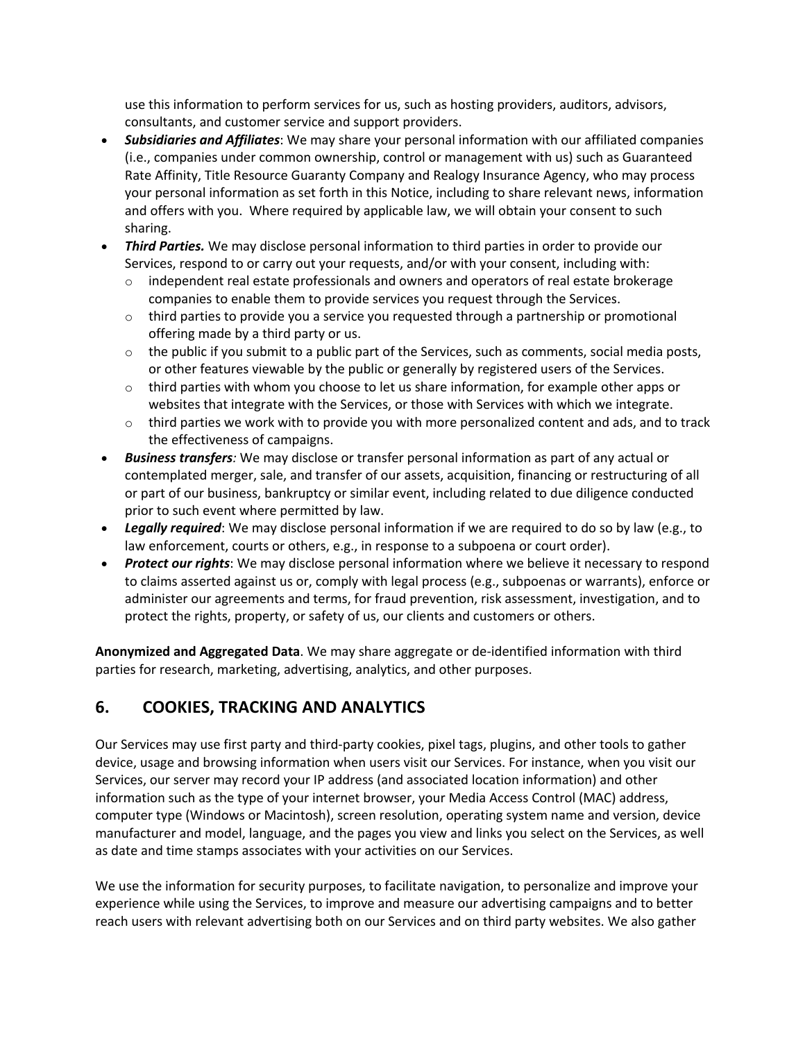use this information to perform services for us, such as hosting providers, auditors, advisors, consultants, and customer service and support providers.

- ***Subsidiaries and Affiliates***: We may share your personal information with our affiliated companies (i.e., companies under common ownership, control or management with us) such as Guaranteed Rate Affinity, Title Resource Guaranty Company and Realogy Insurance Agency, who may process your personal information as set forth in this Notice, including to share relevant news, information and offers with you. Where required by applicable law, we will obtain your consent to such sharing.
- ***Third Parties.*** We may disclose personal information to third parties in order to provide our Services, respond to or carry out your requests, and/or with your consent, including with:
  - independent real estate professionals and owners and operators of real estate brokerage companies to enable them to provide services you request through the Services.
  - third parties to provide you a service you requested through a partnership or promotional offering made by a third party or us.
  - the public if you submit to a public part of the Services, such as comments, social media posts, or other features viewable by the public or generally by registered users of the Services.
  - third parties with whom you choose to let us share information, for example other apps or websites that integrate with the Services, or those with Services with which we integrate.
  - third parties we work with to provide you with more personalized content and ads, and to track the effectiveness of campaigns.
- ***Business transfers****:* We may disclose or transfer personal information as part of any actual or contemplated merger, sale, and transfer of our assets, acquisition, financing or restructuring of all or part of our business, bankruptcy or similar event, including related to due diligence conducted prior to such event where permitted by law.
- ***Legally required***: We may disclose personal information if we are required to do so by law (e.g., to law enforcement, courts or others, e.g., in response to a subpoena or court order).
- ***Protect our rights***: We may disclose personal information where we believe it necessary to respond to claims asserted against us or, comply with legal process (e.g., subpoenas or warrants), enforce or administer our agreements and terms, for fraud prevention, risk assessment, investigation, and to protect the rights, property, or safety of us, our clients and customers or others.

**Anonymized and Aggregated Data**. We may share aggregate or de-identified information with third parties for research, marketing, advertising, analytics, and other purposes.

## 6. COOKIES, TRACKING AND ANALYTICS

Our Services may use first party and third-party cookies, pixel tags, plugins, and other tools to gather device, usage and browsing information when users visit our Services. For instance, when you visit our Services, our server may record your IP address (and associated location information) and other information such as the type of your internet browser, your Media Access Control (MAC) address, computer type (Windows or Macintosh), screen resolution, operating system name and version, device manufacturer and model, language, and the pages you view and links you select on the Services, as well as date and time stamps associates with your activities on our Services.

We use the information for security purposes, to facilitate navigation, to personalize and improve your experience while using the Services, to improve and measure our advertising campaigns and to better reach users with relevant advertising both on our Services and on third party websites. We also gather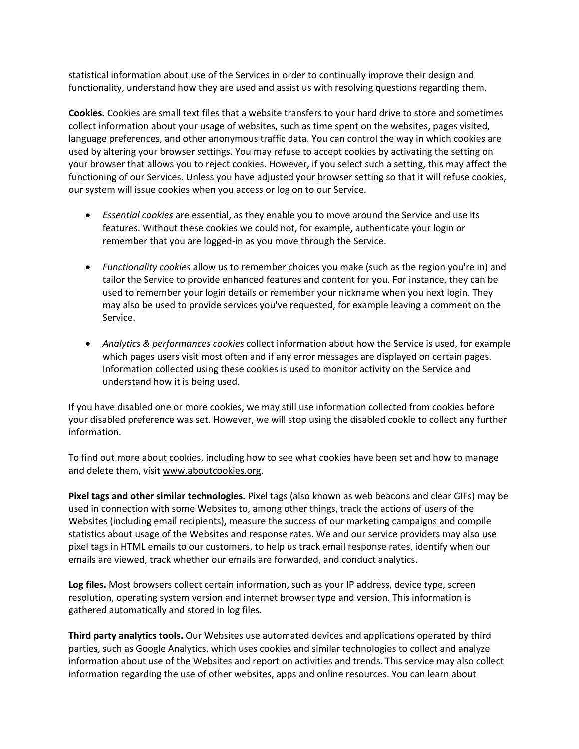statistical information about use of the Services in order to continually improve their design and functionality, understand how they are used and assist us with resolving questions regarding them.

**Cookies.** Cookies are small text files that a website transfers to your hard drive to store and sometimes collect information about your usage of websites, such as time spent on the websites, pages visited, language preferences, and other anonymous traffic data. You can control the way in which cookies are used by altering your browser settings. You may refuse to accept cookies by activating the setting on your browser that allows you to reject cookies. However, if you select such a setting, this may affect the functioning of our Services. Unless you have adjusted your browser setting so that it will refuse cookies, our system will issue cookies when you access or log on to our Service.

- *Essential cookies* are essential, as they enable you to move around the Service and use its features. Without these cookies we could not, for example, authenticate your login or remember that you are logged-in as you move through the Service.

- *Functionality cookies* allow us to remember choices you make (such as the region you're in) and tailor the Service to provide enhanced features and content for you. For instance, they can be used to remember your login details or remember your nickname when you next login. They may also be used to provide services you've requested, for example leaving a comment on the Service.

- *Analytics & performances cookies* collect information about how the Service is used, for example which pages users visit most often and if any error messages are displayed on certain pages. Information collected using these cookies is used to monitor activity on the Service and understand how it is being used.

If you have disabled one or more cookies, we may still use information collected from cookies before your disabled preference was set. However, we will stop using the disabled cookie to collect any further information.

To find out more about cookies, including how to see what cookies have been set and how to manage and delete them, visit www.aboutcookies.org.

**Pixel tags and other similar technologies.** Pixel tags (also known as web beacons and clear GIFs) may be used in connection with some Websites to, among other things, track the actions of users of the Websites (including email recipients), measure the success of our marketing campaigns and compile statistics about usage of the Websites and response rates. We and our service providers may also use pixel tags in HTML emails to our customers, to help us track email response rates, identify when our emails are viewed, track whether our emails are forwarded, and conduct analytics.

**Log files.** Most browsers collect certain information, such as your IP address, device type, screen resolution, operating system version and internet browser type and version. This information is gathered automatically and stored in log files.

**Third party analytics tools.** Our Websites use automated devices and applications operated by third parties, such as Google Analytics, which uses cookies and similar technologies to collect and analyze information about use of the Websites and report on activities and trends. This service may also collect information regarding the use of other websites, apps and online resources. You can learn about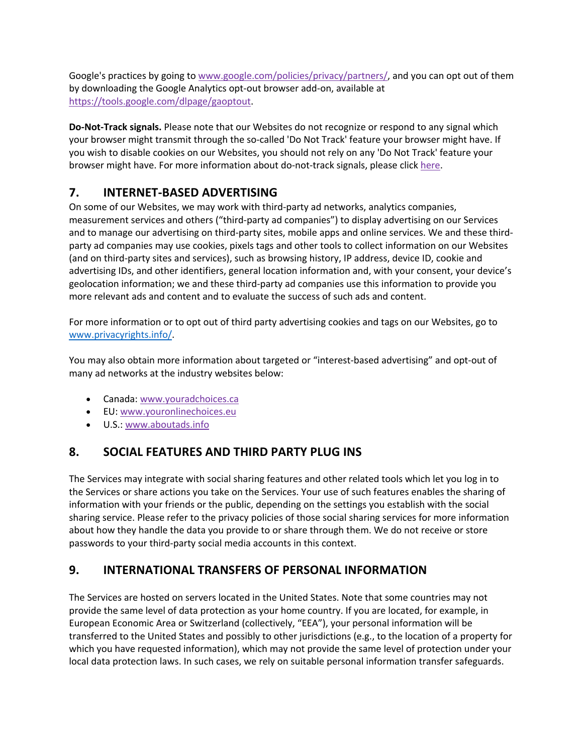Google's practices by going to www.google.com/policies/privacy/partners/, and you can opt out of them by downloading the Google Analytics opt-out browser add-on, available at https://tools.google.com/dlpage/gaoptout.

**Do-Not-Track signals.** Please note that our Websites do not recognize or respond to any signal which your browser might transmit through the so-called 'Do Not Track' feature your browser might have. If you wish to disable cookies on our Websites, you should not rely on any 'Do Not Track' feature your browser might have. For more information about do-not-track signals, please click here.

## 7. INTERNET-BASED ADVERTISING

On some of our Websites, we may work with third-party ad networks, analytics companies, measurement services and others ("third-party ad companies") to display advertising on our Services and to manage our advertising on third-party sites, mobile apps and online services. We and these third-party ad companies may use cookies, pixels tags and other tools to collect information on our Websites (and on third-party sites and services), such as browsing history, IP address, device ID, cookie and advertising IDs, and other identifiers, general location information and, with your consent, your device's geolocation information; we and these third-party ad companies use this information to provide you more relevant ads and content and to evaluate the success of such ads and content.

For more information or to opt out of third party advertising cookies and tags on our Websites, go to www.privacyrights.info/.

You may also obtain more information about targeted or "interest-based advertising" and opt-out of many ad networks at the industry websites below:

- Canada: www.youradchoices.ca
- EU: www.youronlinechoices.eu
- U.S.: www.aboutads.info

## 8. SOCIAL FEATURES AND THIRD PARTY PLUG INS

The Services may integrate with social sharing features and other related tools which let you log in to the Services or share actions you take on the Services. Your use of such features enables the sharing of information with your friends or the public, depending on the settings you establish with the social sharing service. Please refer to the privacy policies of those social sharing services for more information about how they handle the data you provide to or share through them. We do not receive or store passwords to your third-party social media accounts in this context.

## 9. INTERNATIONAL TRANSFERS OF PERSONAL INFORMATION

The Services are hosted on servers located in the United States. Note that some countries may not provide the same level of data protection as your home country. If you are located, for example, in European Economic Area or Switzerland (collectively, "EEA"), your personal information will be transferred to the United States and possibly to other jurisdictions (e.g., to the location of a property for which you have requested information), which may not provide the same level of protection under your local data protection laws. In such cases, we rely on suitable personal information transfer safeguards.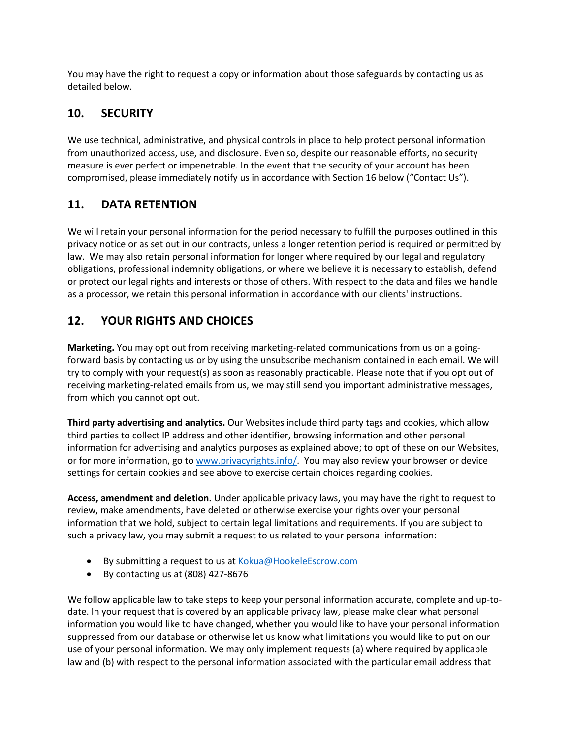You may have the right to request a copy or information about those safeguards by contacting us as detailed below.

## 10. SECURITY

We use technical, administrative, and physical controls in place to help protect personal information from unauthorized access, use, and disclosure. Even so, despite our reasonable efforts, no security measure is ever perfect or impenetrable. In the event that the security of your account has been compromised, please immediately notify us in accordance with Section 16 below ("Contact Us").

## 11. DATA RETENTION

We will retain your personal information for the period necessary to fulfill the purposes outlined in this privacy notice or as set out in our contracts, unless a longer retention period is required or permitted by law. We may also retain personal information for longer where required by our legal and regulatory obligations, professional indemnity obligations, or where we believe it is necessary to establish, defend or protect our legal rights and interests or those of others. With respect to the data and files we handle as a processor, we retain this personal information in accordance with our clients' instructions.

## 12. YOUR RIGHTS AND CHOICES

**Marketing.** You may opt out from receiving marketing-related communications from us on a going-forward basis by contacting us or by using the unsubscribe mechanism contained in each email. We will try to comply with your request(s) as soon as reasonably practicable. Please note that if you opt out of receiving marketing-related emails from us, we may still send you important administrative messages, from which you cannot opt out.

**Third party advertising and analytics.** Our Websites include third party tags and cookies, which allow third parties to collect IP address and other identifier, browsing information and other personal information for advertising and analytics purposes as explained above; to opt of these on our Websites, or for more information, go to [www.privacyrights.info/](http://www.privacyrights.info/). You may also review your browser or device settings for certain cookies and see above to exercise certain choices regarding cookies.

**Access, amendment and deletion.** Under applicable privacy laws, you may have the right to request to review, make amendments, have deleted or otherwise exercise your rights over your personal information that we hold, subject to certain legal limitations and requirements. If you are subject to such a privacy law, you may submit a request to us related to your personal information:

- By submitting a request to us at [Kokua@HookeleEscrow.com](mailto:Kokua@HookeleEscrow.com)
- By contacting us at (808) 427-8676

We follow applicable law to take steps to keep your personal information accurate, complete and up-to-date. In your request that is covered by an applicable privacy law, please make clear what personal information you would like to have changed, whether you would like to have your personal information suppressed from our database or otherwise let us know what limitations you would like to put on our use of your personal information. We may only implement requests (a) where required by applicable law and (b) with respect to the personal information associated with the particular email address that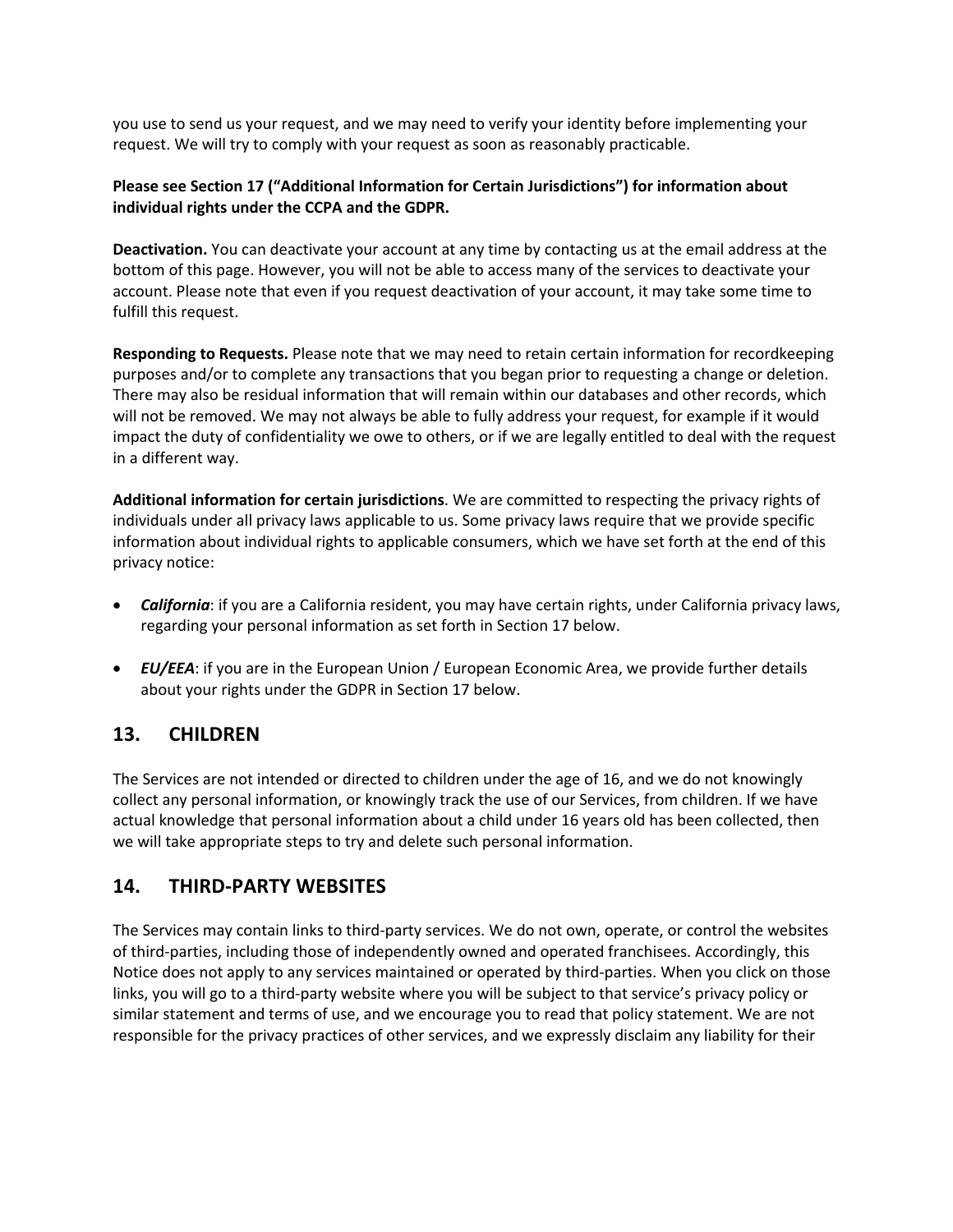you use to send us your request, and we may need to verify your identity before implementing your request. We will try to comply with your request as soon as reasonably practicable.

**Please see Section 17 (“Additional Information for Certain Jurisdictions”) for information about individual rights under the CCPA and the GDPR.**

**Deactivation.** You can deactivate your account at any time by contacting us at the email address at the bottom of this page. However, you will not be able to access many of the services to deactivate your account. Please note that even if you request deactivation of your account, it may take some time to fulfill this request.

**Responding to Requests.** Please note that we may need to retain certain information for recordkeeping purposes and/or to complete any transactions that you began prior to requesting a change or deletion. There may also be residual information that will remain within our databases and other records, which will not be removed. We may not always be able to fully address your request, for example if it would impact the duty of confidentiality we owe to others, or if we are legally entitled to deal with the request in a different way.

**Additional information for certain jurisdictions**. We are committed to respecting the privacy rights of individuals under all privacy laws applicable to us. Some privacy laws require that we provide specific information about individual rights to applicable consumers, which we have set forth at the end of this privacy notice:

- ***California***: if you are a California resident, you may have certain rights, under California privacy laws, regarding your personal information as set forth in Section 17 below.
- ***EU/EEA***: if you are in the European Union / European Economic Area, we provide further details about your rights under the GDPR in Section 17 below.

## 13. CHILDREN

The Services are not intended or directed to children under the age of 16, and we do not knowingly collect any personal information, or knowingly track the use of our Services, from children. If we have actual knowledge that personal information about a child under 16 years old has been collected, then we will take appropriate steps to try and delete such personal information.

## 14. THIRD-PARTY WEBSITES

The Services may contain links to third-party services. We do not own, operate, or control the websites of third-parties, including those of independently owned and operated franchisees. Accordingly, this Notice does not apply to any services maintained or operated by third-parties. When you click on those links, you will go to a third-party website where you will be subject to that service’s privacy policy or similar statement and terms of use, and we encourage you to read that policy statement. We are not responsible for the privacy practices of other services, and we expressly disclaim any liability for their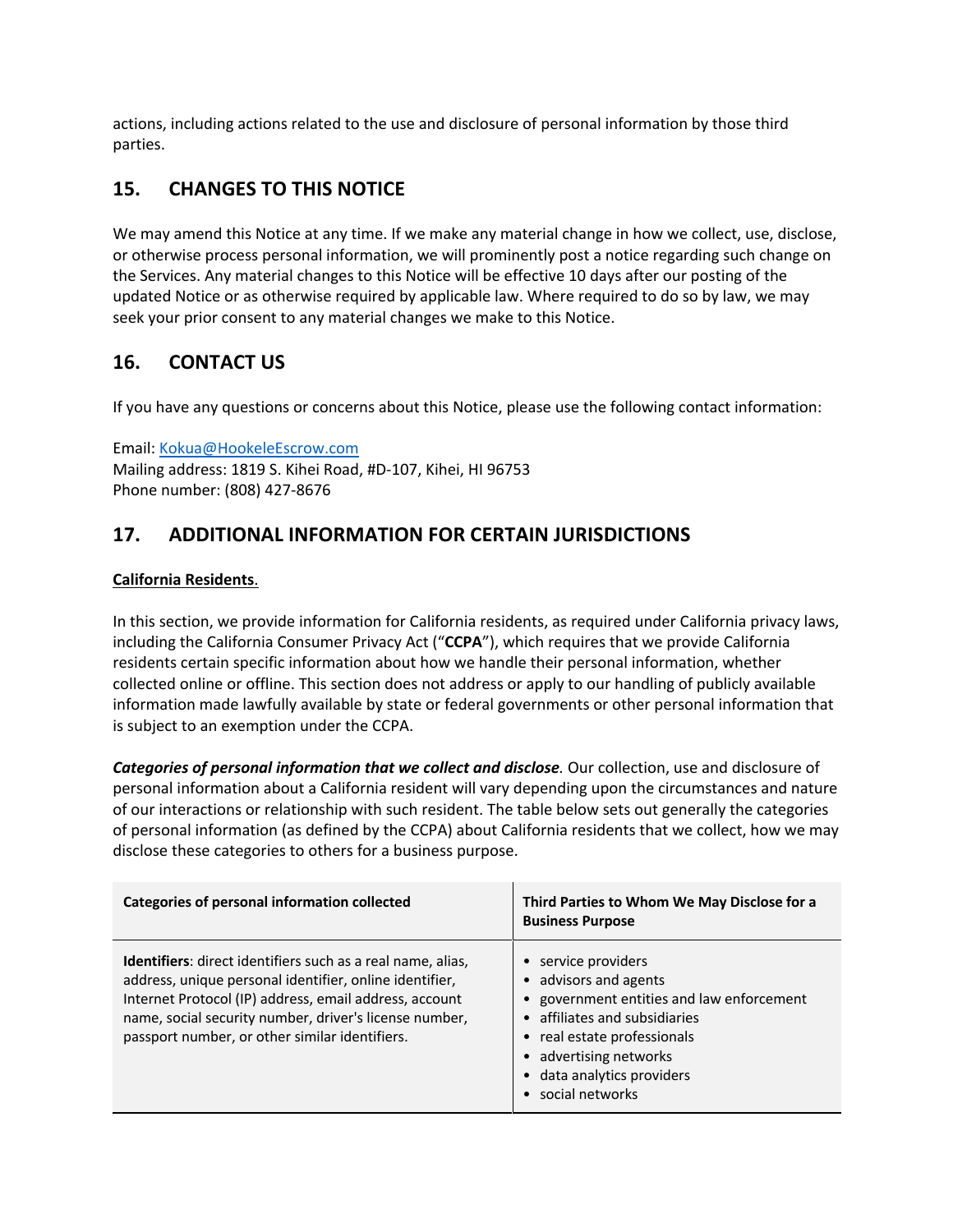actions, including actions related to the use and disclosure of personal information by those third parties.

## 15. CHANGES TO THIS NOTICE

We may amend this Notice at any time. If we make any material change in how we collect, use, disclose, or otherwise process personal information, we will prominently post a notice regarding such change on the Services. Any material changes to this Notice will be effective 10 days after our posting of the updated Notice or as otherwise required by applicable law. Where required to do so by law, we may seek your prior consent to any material changes we make to this Notice.

## 16. CONTACT US

If you have any questions or concerns about this Notice, please use the following contact information:

Email: Kokua@HookeleEscrow.com
Mailing address: 1819 S. Kihei Road, #D-107, Kihei, HI 96753
Phone number: (808) 427-8676

## 17. ADDITIONAL INFORMATION FOR CERTAIN JURISDICTIONS

**California Residents**.

In this section, we provide information for California residents, as required under California privacy laws, including the California Consumer Privacy Act ("**CCPA**"), which requires that we provide California residents certain specific information about how we handle their personal information, whether collected online or offline. This section does not address or apply to our handling of publicly available information made lawfully available by state or federal governments or other personal information that is subject to an exemption under the CCPA.

***Categories of personal information that we collect and disclose.*** Our collection, use and disclosure of personal information about a California resident will vary depending upon the circumstances and nature of our interactions or relationship with such resident. The table below sets out generally the categories of personal information (as defined by the CCPA) about California residents that we collect, how we may disclose these categories to others for a business purpose.

| Categories of personal information collected | Third Parties to Whom We May Disclose for a Business Purpose |
|---|---|
| **Identifiers**: direct identifiers such as a real name, alias, address, unique personal identifier, online identifier, Internet Protocol (IP) address, email address, account name, social security number, driver's license number, passport number, or other similar identifiers. | • service providers<br>• advisors and agents<br>• government entities and law enforcement<br>• affiliates and subsidiaries<br>• real estate professionals<br>• advertising networks<br>• data analytics providers<br>• social networks |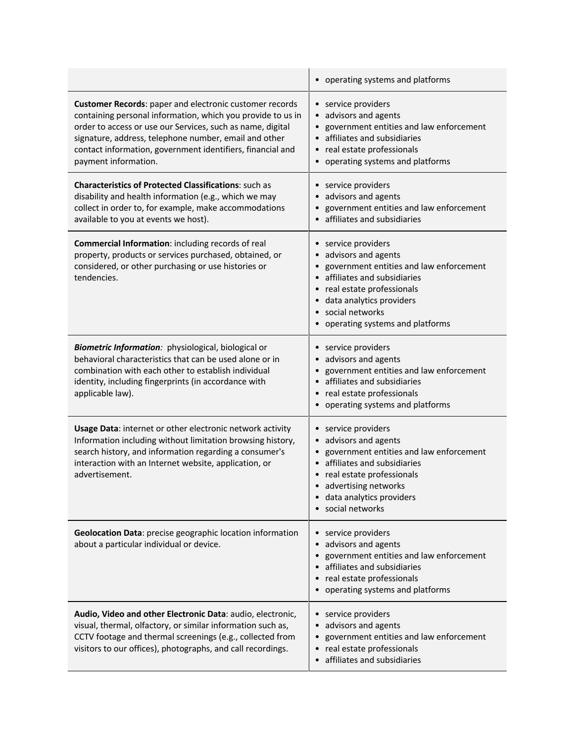| | |
|---|---|
| | • operating systems and platforms |
| **Customer Records**: paper and electronic customer records containing personal information, which you provide to us in order to access or use our Services, such as name, digital signature, address, telephone number, email and other contact information, government identifiers, financial and payment information. | • service providers<br>• advisors and agents<br>• government entities and law enforcement<br>• affiliates and subsidiaries<br>• real estate professionals<br>• operating systems and platforms |
| **Characteristics of Protected Classifications**: such as disability and health information (e.g., which we may collect in order to, for example, make accommodations available to you at events we host). | • service providers<br>• advisors and agents<br>• government entities and law enforcement<br>• affiliates and subsidiaries |
| **Commercial Information**: including records of real property, products or services purchased, obtained, or considered, or other purchasing or use histories or tendencies. | • service providers<br>• advisors and agents<br>• government entities and law enforcement<br>• affiliates and subsidiaries<br>• real estate professionals<br>• data analytics providers<br>• social networks<br>• operating systems and platforms |
| ***Biometric Information**:* physiological, biological or behavioral characteristics that can be used alone or in combination with each other to establish individual identity, including fingerprints (in accordance with applicable law). | • service providers<br>• advisors and agents<br>• government entities and law enforcement<br>• affiliates and subsidiaries<br>• real estate professionals<br>• operating systems and platforms |
| **Usage Data**: internet or other electronic network activity Information including without limitation browsing history, search history, and information regarding a consumer's interaction with an Internet website, application, or advertisement. | • service providers<br>• advisors and agents<br>• government entities and law enforcement<br>• affiliates and subsidiaries<br>• real estate professionals<br>• advertising networks<br>• data analytics providers<br>• social networks |
| **Geolocation Data**: precise geographic location information about a particular individual or device. | • service providers<br>• advisors and agents<br>• government entities and law enforcement<br>• affiliates and subsidiaries<br>• real estate professionals<br>• operating systems and platforms |
| **Audio, Video and other Electronic Data**: audio, electronic, visual, thermal, olfactory, or similar information such as, CCTV footage and thermal screenings (e.g., collected from visitors to our offices), photographs, and call recordings. | • service providers<br>• advisors and agents<br>• government entities and law enforcement<br>• real estate professionals<br>• affiliates and subsidiaries |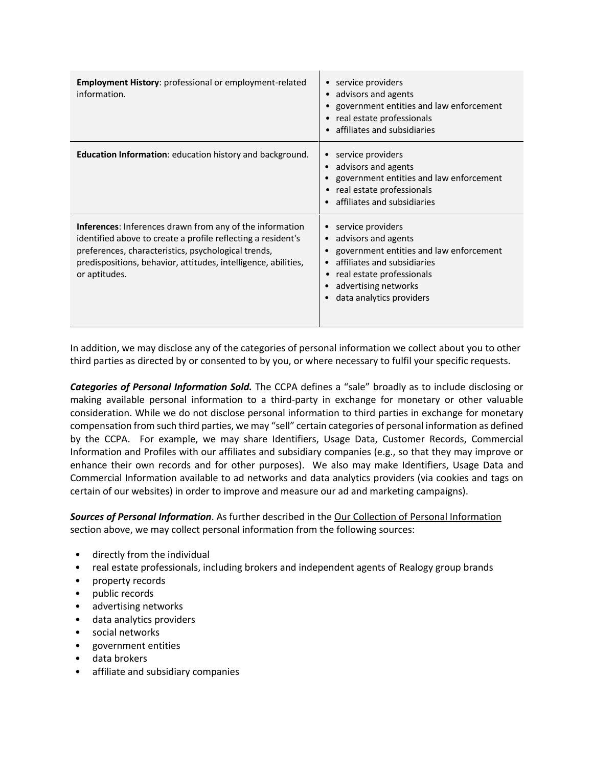| | |
|---|---|
| **Employment History**: professional or employment-related information. | • service providers<br>• advisors and agents<br>• government entities and law enforcement<br>• real estate professionals<br>• affiliates and subsidiaries |
| **Education Information**: education history and background. | • service providers<br>• advisors and agents<br>• government entities and law enforcement<br>• real estate professionals<br>• affiliates and subsidiaries |
| **Inferences**: Inferences drawn from any of the information identified above to create a profile reflecting a resident's preferences, characteristics, psychological trends, predispositions, behavior, attitudes, intelligence, abilities, or aptitudes. | • service providers<br>• advisors and agents<br>• government entities and law enforcement<br>• affiliates and subsidiaries<br>• real estate professionals<br>• advertising networks<br>• data analytics providers |

In addition, we may disclose any of the categories of personal information we collect about you to other third parties as directed by or consented to by you, or where necessary to fulfil your specific requests.

***Categories of Personal Information Sold.*** The CCPA defines a "sale" broadly as to include disclosing or making available personal information to a third-party in exchange for monetary or other valuable consideration. While we do not disclose personal information to third parties in exchange for monetary compensation from such third parties, we may "sell" certain categories of personal information as defined by the CCPA. For example, we may share Identifiers, Usage Data, Customer Records, Commercial Information and Profiles with our affiliates and subsidiary companies (e.g., so that they may improve or enhance their own records and for other purposes). We also may make Identifiers, Usage Data and Commercial Information available to ad networks and data analytics providers (via cookies and tags on certain of our websites) in order to improve and measure our ad and marketing campaigns).

***Sources of Personal Information***. As further described in the Our Collection of Personal Information section above, we may collect personal information from the following sources:

- directly from the individual
- real estate professionals, including brokers and independent agents of Realogy group brands
- property records
- public records
- advertising networks
- data analytics providers
- social networks
- government entities
- data brokers
- affiliate and subsidiary companies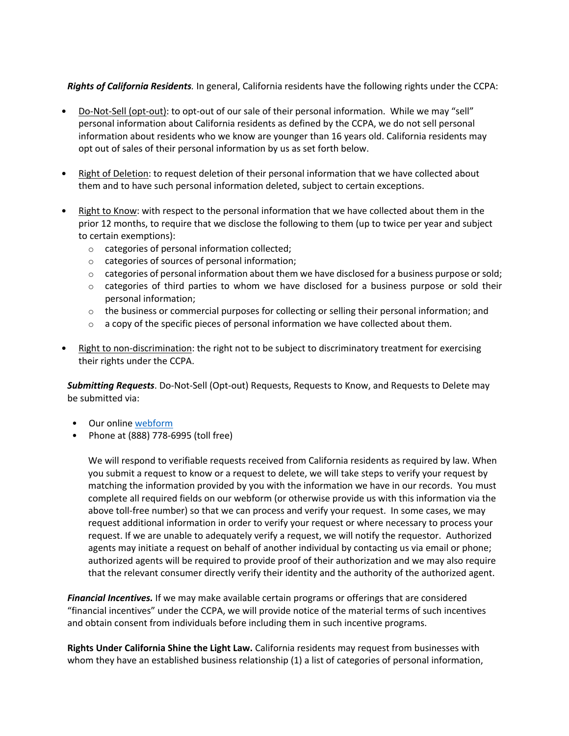***Rights of California Residents.*** In general, California residents have the following rights under the CCPA:

- <u>Do-Not-Sell (opt-out)</u>: to opt-out of our sale of their personal information. While we may "sell" personal information about California residents as defined by the CCPA, we do not sell personal information about residents who we know are younger than 16 years old. California residents may opt out of sales of their personal information by us as set forth below.

- <u>Right of Deletion</u>: to request deletion of their personal information that we have collected about them and to have such personal information deleted, subject to certain exceptions.

- <u>Right to Know</u>: with respect to the personal information that we have collected about them in the prior 12 months, to require that we disclose the following to them (up to twice per year and subject to certain exemptions):
  - categories of personal information collected;
  - categories of sources of personal information;
  - categories of personal information about them we have disclosed for a business purpose or sold;
  - categories of third parties to whom we have disclosed for a business purpose or sold their personal information;
  - the business or commercial purposes for collecting or selling their personal information; and
  - a copy of the specific pieces of personal information we have collected about them.

- <u>Right to non-discrimination</u>: the right not to be subject to discriminatory treatment for exercising their rights under the CCPA.

***Submitting Requests***. Do-Not-Sell (Opt-out) Requests, Requests to Know, and Requests to Delete may be submitted via:

- Our online webform
- Phone at (888) 778-6995 (toll free)

We will respond to verifiable requests received from California residents as required by law. When you submit a request to know or a request to delete, we will take steps to verify your request by matching the information provided by you with the information we have in our records. You must complete all required fields on our webform (or otherwise provide us with this information via the above toll-free number) so that we can process and verify your request. In some cases, we may request additional information in order to verify your request or where necessary to process your request. If we are unable to adequately verify a request, we will notify the requestor. Authorized agents may initiate a request on behalf of another individual by contacting us via email or phone; authorized agents will be required to provide proof of their authorization and we may also require that the relevant consumer directly verify their identity and the authority of the authorized agent.

***Financial Incentives.*** If we may make available certain programs or offerings that are considered "financial incentives" under the CCPA, we will provide notice of the material terms of such incentives and obtain consent from individuals before including them in such incentive programs.

**Rights Under California Shine the Light Law.** California residents may request from businesses with whom they have an established business relationship (1) a list of categories of personal information,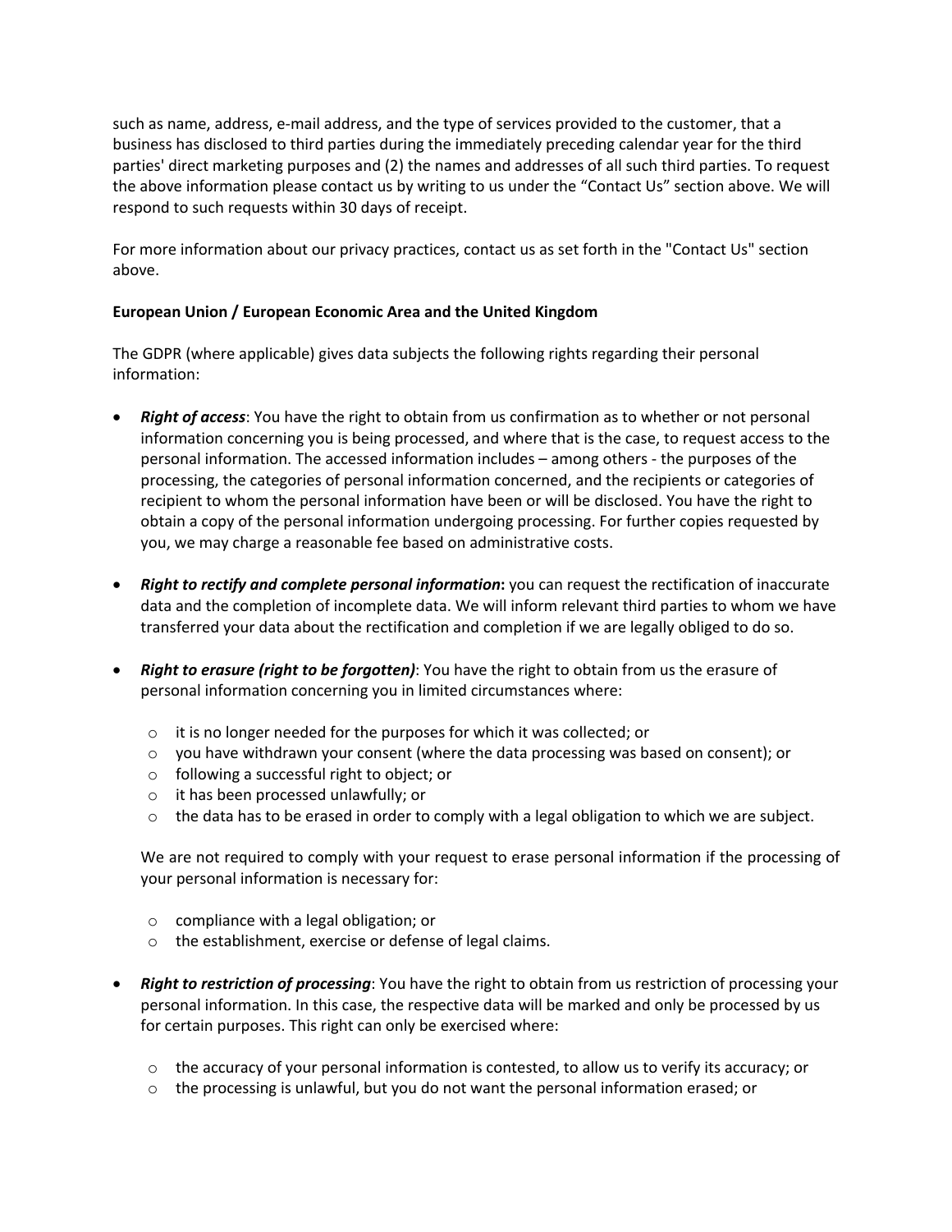such as name, address, e-mail address, and the type of services provided to the customer, that a business has disclosed to third parties during the immediately preceding calendar year for the third parties' direct marketing purposes and (2) the names and addresses of all such third parties. To request the above information please contact us by writing to us under the "Contact Us" section above. We will respond to such requests within 30 days of receipt.

For more information about our privacy practices, contact us as set forth in the "Contact Us" section above.

**European Union / European Economic Area and the United Kingdom**

The GDPR (where applicable) gives data subjects the following rights regarding their personal information:

- ***Right of access***: You have the right to obtain from us confirmation as to whether or not personal information concerning you is being processed, and where that is the case, to request access to the personal information. The accessed information includes – among others - the purposes of the processing, the categories of personal information concerned, and the recipients or categories of recipient to whom the personal information have been or will be disclosed. You have the right to obtain a copy of the personal information undergoing processing. For further copies requested by you, we may charge a reasonable fee based on administrative costs.

- ***Right to rectify and complete personal information*****:** you can request the rectification of inaccurate data and the completion of incomplete data. We will inform relevant third parties to whom we have transferred your data about the rectification and completion if we are legally obliged to do so.

- ***Right to erasure (right to be forgotten)***: You have the right to obtain from us the erasure of personal information concerning you in limited circumstances where:

  - it is no longer needed for the purposes for which it was collected; or
  - you have withdrawn your consent (where the data processing was based on consent); or
  - following a successful right to object; or
  - it has been processed unlawfully; or
  - the data has to be erased in order to comply with a legal obligation to which we are subject.

  We are not required to comply with your request to erase personal information if the processing of your personal information is necessary for:

  - compliance with a legal obligation; or
  - the establishment, exercise or defense of legal claims.

- ***Right to restriction of processing***: You have the right to obtain from us restriction of processing your personal information. In this case, the respective data will be marked and only be processed by us for certain purposes. This right can only be exercised where:

  - the accuracy of your personal information is contested, to allow us to verify its accuracy; or
  - the processing is unlawful, but you do not want the personal information erased; or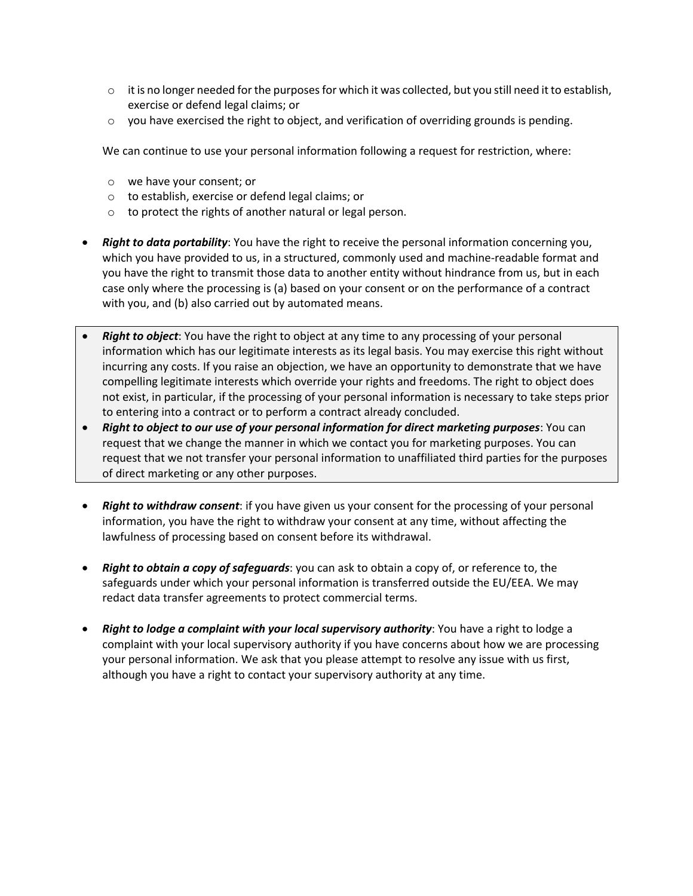- it is no longer needed for the purposes for which it was collected, but you still need it to establish, exercise or defend legal claims; or
  - you have exercised the right to object, and verification of overriding grounds is pending.

  We can continue to use your personal information following a request for restriction, where:

  - we have your consent; or
  - to establish, exercise or defend legal claims; or
  - to protect the rights of another natural or legal person.

- ***Right to data portability***: You have the right to receive the personal information concerning you, which you have provided to us, in a structured, commonly used and machine-readable format and you have the right to transmit those data to another entity without hindrance from us, but in each case only where the processing is (a) based on your consent or on the performance of a contract with you, and (b) also carried out by automated means.

- ***Right to object***: You have the right to object at any time to any processing of your personal information which has our legitimate interests as its legal basis. You may exercise this right without incurring any costs. If you raise an objection, we have an opportunity to demonstrate that we have compelling legitimate interests which override your rights and freedoms. The right to object does not exist, in particular, if the processing of your personal information is necessary to take steps prior to entering into a contract or to perform a contract already concluded.
- ***Right to object to our use of your personal information for direct marketing purposes***: You can request that we change the manner in which we contact you for marketing purposes. You can request that we not transfer your personal information to unaffiliated third parties for the purposes of direct marketing or any other purposes.

- ***Right to withdraw consent***: if you have given us your consent for the processing of your personal information, you have the right to withdraw your consent at any time, without affecting the lawfulness of processing based on consent before its withdrawal.

- ***Right to obtain a copy of safeguards***: you can ask to obtain a copy of, or reference to, the safeguards under which your personal information is transferred outside the EU/EEA. We may redact data transfer agreements to protect commercial terms.

- ***Right to lodge a complaint with your local supervisory authority***: You have a right to lodge a complaint with your local supervisory authority if you have concerns about how we are processing your personal information. We ask that you please attempt to resolve any issue with us first, although you have a right to contact your supervisory authority at any time.